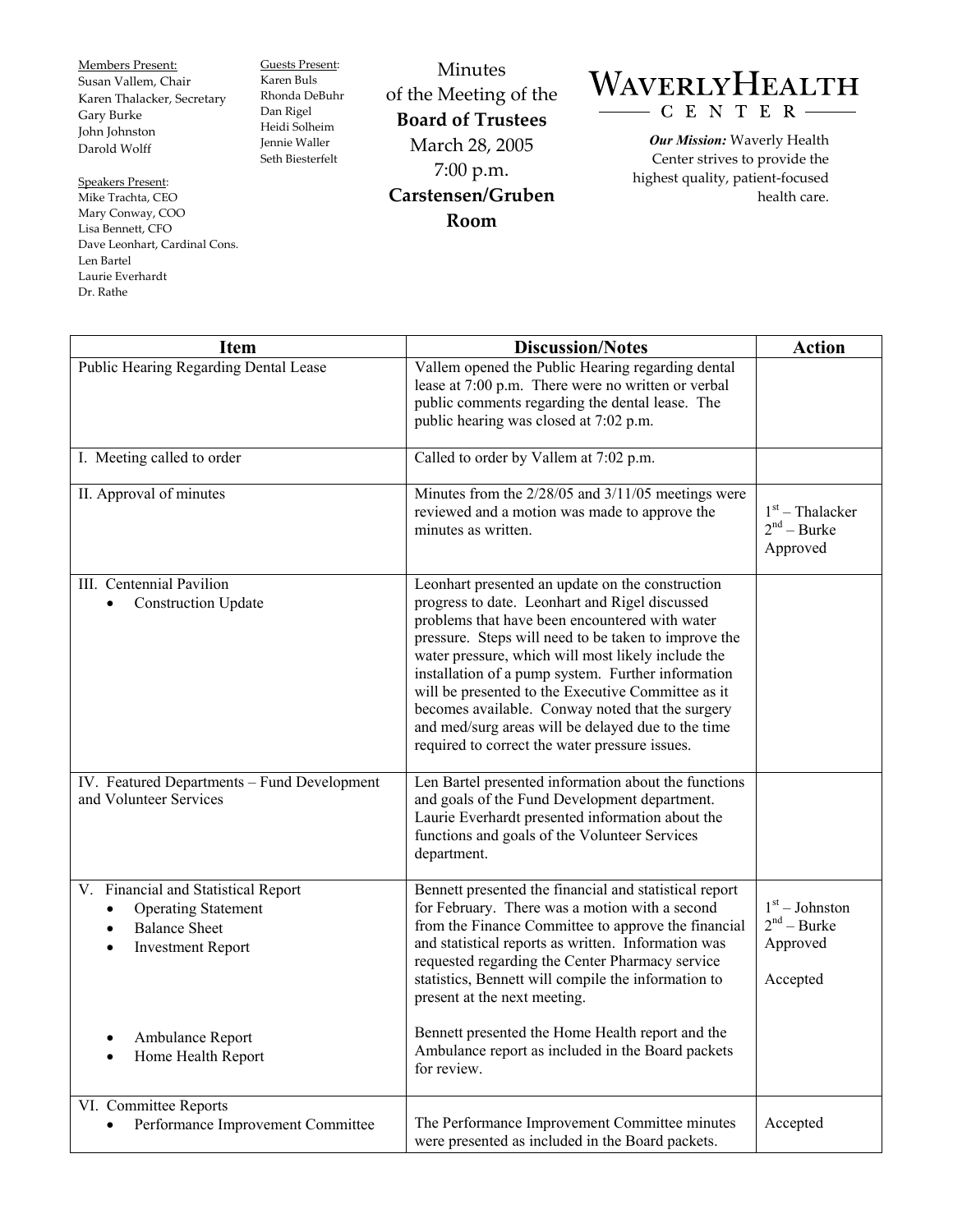Members Present:
Susan Vallem, Chair
Karen Thalacker, Secretary
Gary Burke
John Johnston
Darold Wolff

Speakers Present:
Mike Trachta, CEO
Mary Conway, COO
Lisa Bennett, CFO
Dave Leonhart, Cardinal Cons.
Len Bartel
Laurie Everhardt
Dr. Rathe

Guests Present:
Karen Buls
Rhonda DeBuhr
Dan Rigel
Heidi Solheim
Jennie Waller
Seth Biesterfelt

# Minutes of the Meeting of the **Board of Trustees**

March 28, 2005
7:00 p.m.
**Carstensen/Gruben Room**

**WAVERLY HEALTH CENTER**

***Our Mission:*** Waverly Health Center strives to provide the highest quality, patient-focused health care.

| Item | Discussion/Notes | Action |
|---|---|---|
| Public Hearing Regarding Dental Lease | Vallem opened the Public Hearing regarding dental lease at 7:00 p.m. There were no written or verbal public comments regarding the dental lease. The public hearing was closed at 7:02 p.m. | |
| I. Meeting called to order | Called to order by Vallem at 7:02 p.m. | |
| II. Approval of minutes | Minutes from the 2/28/05 and 3/11/05 meetings were reviewed and a motion was made to approve the minutes as written. | 1st – Thalacker<br>2nd – Burke<br>Approved |
| III. Centennial Pavilion<br>• Construction Update | Leonhart presented an update on the construction progress to date. Leonhart and Rigel discussed problems that have been encountered with water pressure. Steps will need to be taken to improve the water pressure, which will most likely include the installation of a pump system. Further information will be presented to the Executive Committee as it becomes available. Conway noted that the surgery and med/surg areas will be delayed due to the time required to correct the water pressure issues. | |
| IV. Featured Departments – Fund Development and Volunteer Services | Len Bartel presented information about the functions and goals of the Fund Development department. Laurie Everhardt presented information about the functions and goals of the Volunteer Services department. | |
| V. Financial and Statistical Report<br>• Operating Statement<br>• Balance Sheet<br>• Investment Report | Bennett presented the financial and statistical report for February. There was a motion with a second from the Finance Committee to approve the financial and statistical reports as written. Information was requested regarding the Center Pharmacy service statistics, Bennett will compile the information to present at the next meeting. | 1st – Johnston<br>2nd – Burke<br>Approved |
| • Ambulance Report<br>• Home Health Report | Bennett presented the Home Health report and the Ambulance report as included in the Board packets for review. | Accepted |
| VI. Committee Reports<br>• Performance Improvement Committee | The Performance Improvement Committee minutes were presented as included in the Board packets. | Accepted |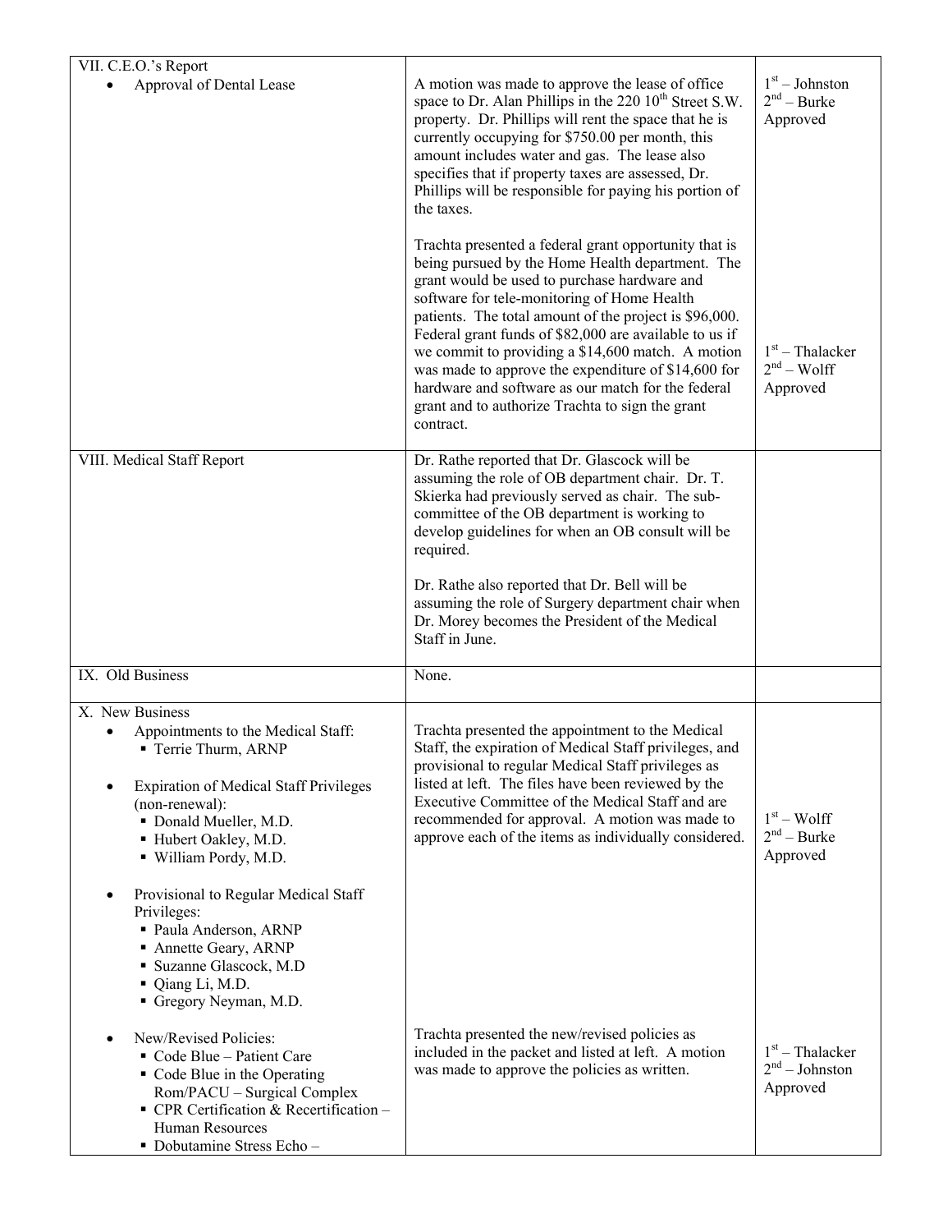| | | |
|---|---|---|
| VII. C.E.O.'s Report<br>• Approval of Dental Lease | A motion was made to approve the lease of office space to Dr. Alan Phillips in the 220 10th Street S.W. property. Dr. Phillips will rent the space that he is currently occupying for \$750.00 per month, this amount includes water and gas. The lease also specifies that if property taxes are assessed, Dr. Phillips will be responsible for paying his portion of the taxes.<br><br>Trachta presented a federal grant opportunity that is being pursued by the Home Health department. The grant would be used to purchase hardware and software for tele-monitoring of Home Health patients. The total amount of the project is \$96,000. Federal grant funds of \$82,000 are available to us if we commit to providing a \$14,600 match. A motion was made to approve the expenditure of \$14,600 for hardware and software as our match for the federal grant and to authorize Trachta to sign the grant contract. | 1st – Johnston<br>2nd – Burke<br>Approved<br><br>1st – Thalacker<br>2nd – Wolff<br>Approved |
| VIII. Medical Staff Report | Dr. Rathe reported that Dr. Glascock will be assuming the role of OB department chair. Dr. T. Skierka had previously served as chair. The sub-committee of the OB department is working to develop guidelines for when an OB consult will be required.<br><br>Dr. Rathe also reported that Dr. Bell will be assuming the role of Surgery department chair when Dr. Morey becomes the President of the Medical Staff in June. | |
| IX. Old Business | None. | |
| X. New Business<br>• Appointments to the Medical Staff:<br>▪ Terrie Thurm, ARNP<br><br>• Expiration of Medical Staff Privileges (non-renewal):<br>▪ Donald Mueller, M.D.<br>▪ Hubert Oakley, M.D.<br>▪ William Pordy, M.D.<br><br>• Provisional to Regular Medical Staff Privileges:<br>▪ Paula Anderson, ARNP<br>▪ Annette Geary, ARNP<br>▪ Suzanne Glascock, M.D<br>▪ Qiang Li, M.D.<br>▪ Gregory Neyman, M.D.<br><br>• New/Revised Policies:<br>▪ Code Blue – Patient Care<br>▪ Code Blue in the Operating Rom/PACU – Surgical Complex<br>▪ CPR Certification & Recertification – Human Resources<br>▪ Dobutamine Stress Echo – | Trachta presented the appointment to the Medical Staff, the expiration of Medical Staff privileges, and provisional to regular Medical Staff privileges as listed at left. The files have been reviewed by the Executive Committee of the Medical Staff and are recommended for approval. A motion was made to approve each of the items as individually considered.<br><br>Trachta presented the new/revised policies as included in the packet and listed at left. A motion was made to approve the policies as written. | 1st – Wolff<br>2nd – Burke<br>Approved<br><br>1st – Thalacker<br>2nd – Johnston<br>Approved |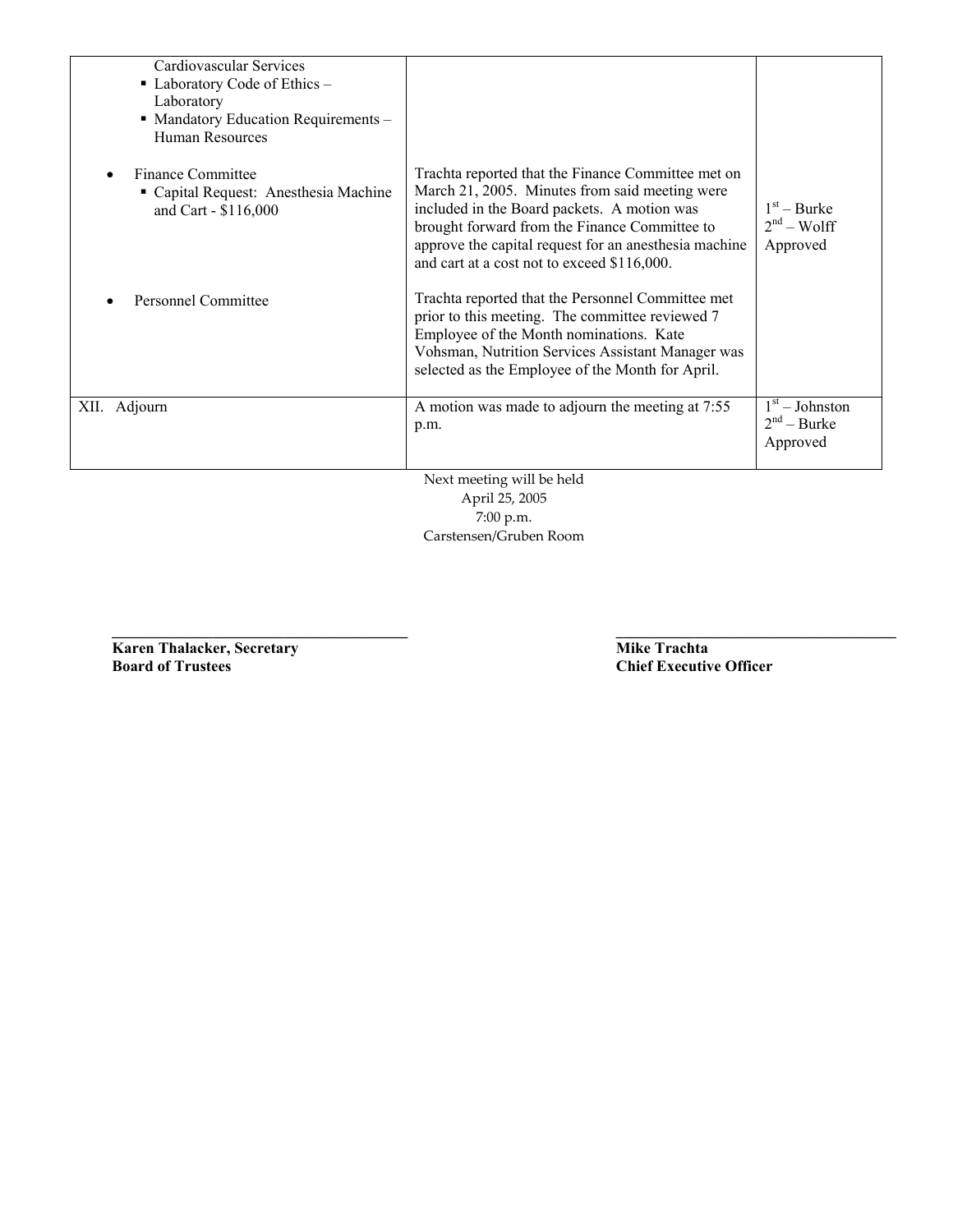| | | |
|---|---|---|
| Cardiovascular Services<br>▪ Laboratory Code of Ethics – Laboratory<br>▪ Mandatory Education Requirements – Human Resources | | |
| • Finance Committee<br>▪ Capital Request: Anesthesia Machine and Cart - $116,000 | Trachta reported that the Finance Committee met on March 21, 2005. Minutes from said meeting were included in the Board packets. A motion was brought forward from the Finance Committee to approve the capital request for an anesthesia machine and cart at a cost not to exceed $116,000. | 1st – Burke<br>2nd – Wolff<br>Approved |
| • Personnel Committee | Trachta reported that the Personnel Committee met prior to this meeting. The committee reviewed 7 Employee of the Month nominations. Kate Vohsman, Nutrition Services Assistant Manager was selected as the Employee of the Month for April. | |
| XII. Adjourn | A motion was made to adjourn the meeting at 7:55 p.m. | 1st – Johnston<br>2nd – Burke<br>Approved |

Next meeting will be held
April 25, 2005
7:00 p.m.
Carstensen/Gruben Room

**Karen Thalacker, Secretary**
**Board of Trustees**

**Mike Trachta**
**Chief Executive Officer**